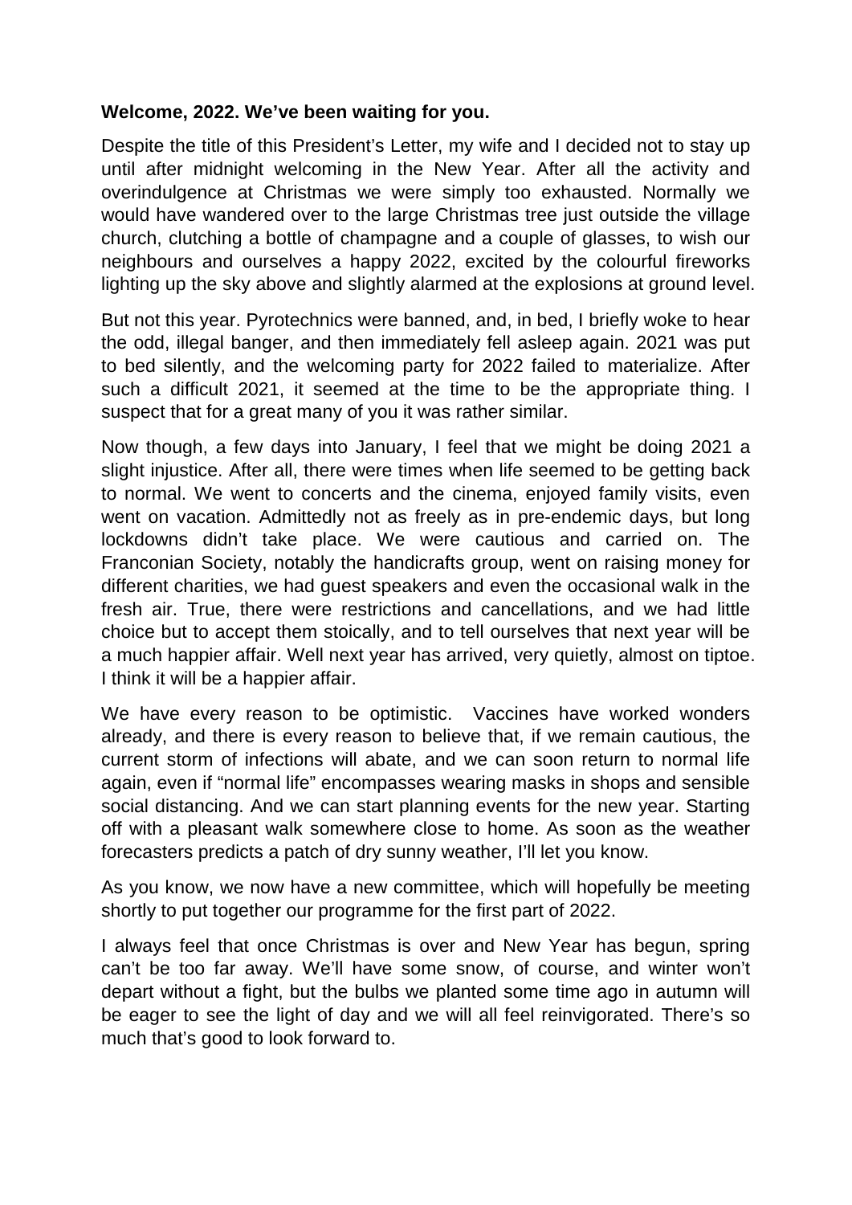**Welcome, 2022. We've been waiting for you.**

Despite the title of this President's Letter, my wife and I decided not to stay up until after midnight welcoming in the New Year. After all the activity and overindulgence at Christmas we were simply too exhausted. Normally we would have wandered over to the large Christmas tree just outside the village church, clutching a bottle of champagne and a couple of glasses, to wish our neighbours and ourselves a happy 2022, excited by the colourful fireworks lighting up the sky above and slightly alarmed at the explosions at ground level.

But not this year. Pyrotechnics were banned, and, in bed, I briefly woke to hear the odd, illegal banger, and then immediately fell asleep again. 2021 was put to bed silently, and the welcoming party for 2022 failed to materialize. After such a difficult 2021, it seemed at the time to be the appropriate thing. I suspect that for a great many of you it was rather similar.

Now though, a few days into January, I feel that we might be doing 2021 a slight injustice. After all, there were times when life seemed to be getting back to normal. We went to concerts and the cinema, enjoyed family visits, even went on vacation. Admittedly not as freely as in pre-endemic days, but long lockdowns didn't take place. We were cautious and carried on. The Franconian Society, notably the handicrafts group, went on raising money for different charities, we had guest speakers and even the occasional walk in the fresh air. True, there were restrictions and cancellations, and we had little choice but to accept them stoically, and to tell ourselves that next year will be a much happier affair. Well next year has arrived, very quietly, almost on tiptoe. I think it will be a happier affair.

We have every reason to be optimistic. Vaccines have worked wonders already, and there is every reason to believe that, if we remain cautious, the current storm of infections will abate, and we can soon return to normal life again, even if "normal life" encompasses wearing masks in shops and sensible social distancing. And we can start planning events for the new year. Starting off with a pleasant walk somewhere close to home. As soon as the weather forecasters predicts a patch of dry sunny weather, I'll let you know.

As you know, we now have a new committee, which will hopefully be meeting shortly to put together our programme for the first part of 2022.

I always feel that once Christmas is over and New Year has begun, spring can't be too far away. We'll have some snow, of course, and winter won't depart without a fight, but the bulbs we planted some time ago in autumn will be eager to see the light of day and we will all feel reinvigorated. There's so much that's good to look forward to.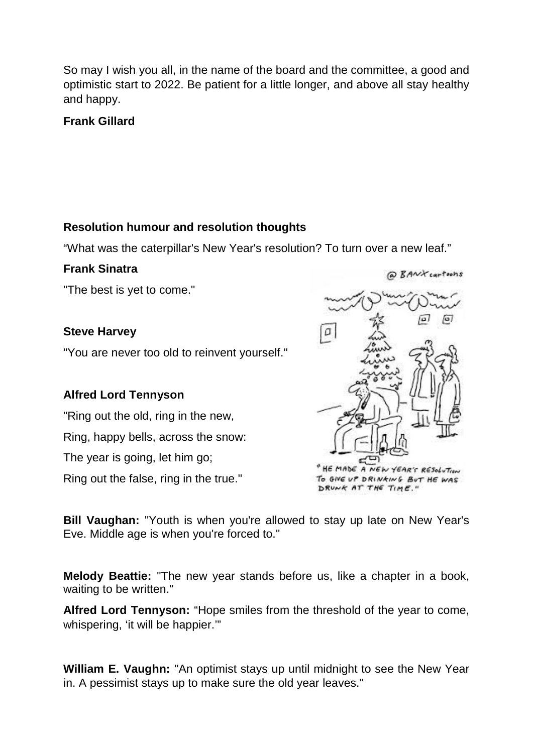So may I wish you all, in the name of the board and the committee, a good and optimistic start to 2022. Be patient for a little longer, and above all stay healthy and happy.

**Frank Gillard**

**Resolution humour and resolution thoughts**

“What was the caterpillar's New Year's resolution? To turn over a new leaf.”

**Frank Sinatra**

"The best is yet to come."

**Steve Harvey**

"You are never too old to reinvent yourself."

**Alfred Lord Tennyson**

"Ring out the old, ring in the new,

Ring, happy bells, across the snow:

The year is going, let him go;

Ring out the false, ring in the true."

**Bill Vaughan:** "Youth is when you're allowed to stay up late on New Year's Eve. Middle age is when you're forced to."

**Melody Beattie:** "The new year stands before us, like a chapter in a book, waiting to be written."

**Alfred Lord Tennyson:** “Hope smiles from the threshold of the year to come, whispering, ‘it will be happier.’”

**William E. Vaughn:** "An optimist stays up until midnight to see the New Year in. A pessimist stays up to make sure the old year leaves."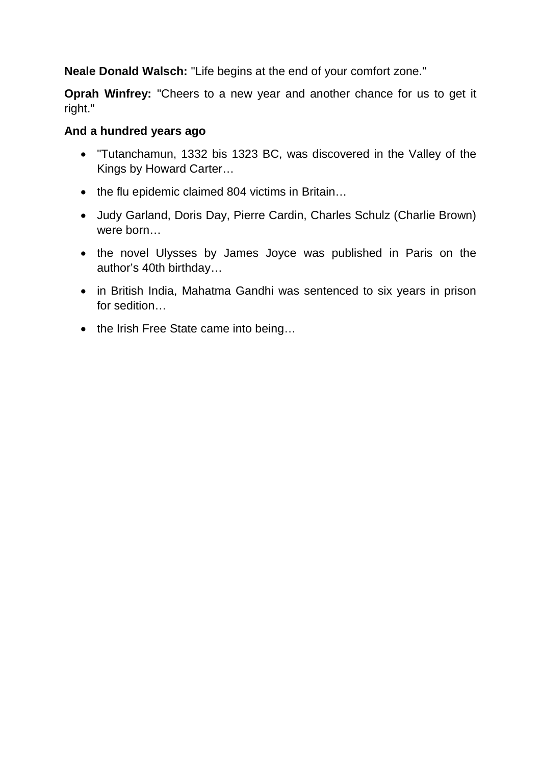**Neale Donald Walsch:** "Life begins at the end of your comfort zone."

**Oprah Winfrey:** "Cheers to a new year and another chance for us to get it right."

**And a hundred years ago**

- "Tutanchamun, 1332 bis 1323 BC, was discovered in the Valley of the Kings by Howard Carter…
- the flu epidemic claimed 804 victims in Britain…
- Judy Garland, Doris Day, Pierre Cardin, Charles Schulz (Charlie Brown) were born…
- the novel Ulysses by James Joyce was published in Paris on the author's 40th birthday…
- in British India, Mahatma Gandhi was sentenced to six years in prison for sedition…
- the Irish Free State came into being…